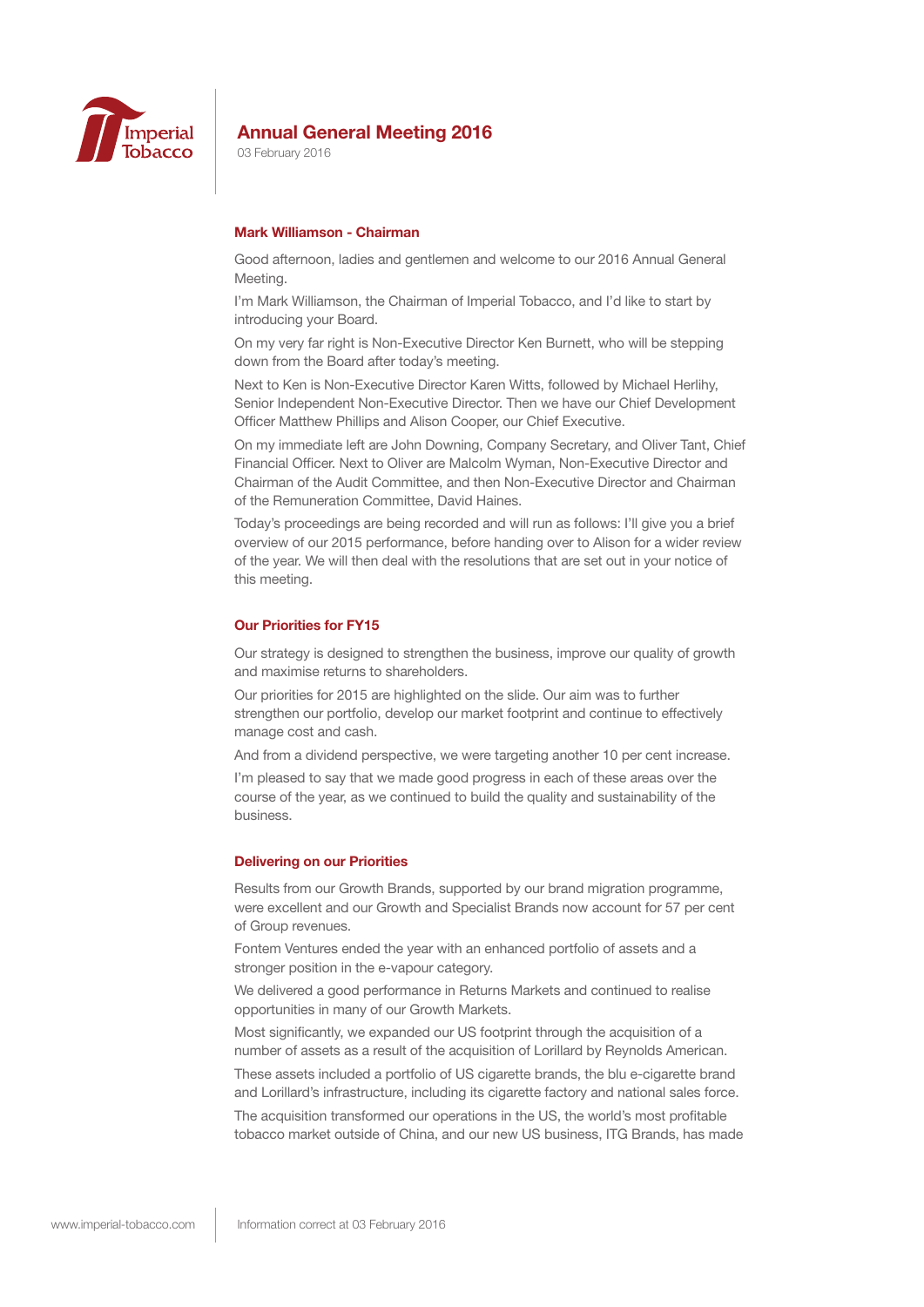# Annual General Meeting 2016

03 February 2016

## Mark Williamson - Chairman

Good afternoon, ladies and gentlemen and welcome to our 2016 Annual General Meeting.

I'm Mark Williamson, the Chairman of Imperial Tobacco, and I'd like to start by introducing your Board.

On my very far right is Non-Executive Director Ken Burnett, who will be stepping down from the Board after today's meeting.

Next to Ken is Non-Executive Director Karen Witts, followed by Michael Herlihy, Senior Independent Non-Executive Director. Then we have our Chief Development Officer Matthew Phillips and Alison Cooper, our Chief Executive.

On my immediate left are John Downing, Company Secretary, and Oliver Tant, Chief Financial Officer. Next to Oliver are Malcolm Wyman, Non-Executive Director and Chairman of the Audit Committee, and then Non-Executive Director and Chairman of the Remuneration Committee, David Haines.

Today's proceedings are being recorded and will run as follows: I'll give you a brief overview of our 2015 performance, before handing over to Alison for a wider review of the year. We will then deal with the resolutions that are set out in your notice of this meeting.

## Our Priorities for FY15

Our strategy is designed to strengthen the business, improve our quality of growth and maximise returns to shareholders.

Our priorities for 2015 are highlighted on the slide. Our aim was to further strengthen our portfolio, develop our market footprint and continue to effectively manage cost and cash.

And from a dividend perspective, we were targeting another 10 per cent increase.

I'm pleased to say that we made good progress in each of these areas over the course of the year, as we continued to build the quality and sustainability of the business.

## Delivering on our Priorities

Results from our Growth Brands, supported by our brand migration programme, were excellent and our Growth and Specialist Brands now account for 57 per cent of Group revenues.

Fontem Ventures ended the year with an enhanced portfolio of assets and a stronger position in the e-vapour category.

We delivered a good performance in Returns Markets and continued to realise opportunities in many of our Growth Markets.

Most significantly, we expanded our US footprint through the acquisition of a number of assets as a result of the acquisition of Lorillard by Reynolds American.

These assets included a portfolio of US cigarette brands, the blu e-cigarette brand and Lorillard's infrastructure, including its cigarette factory and national sales force.

The acquisition transformed our operations in the US, the world's most profitable tobacco market outside of China, and our new US business, ITG Brands, has made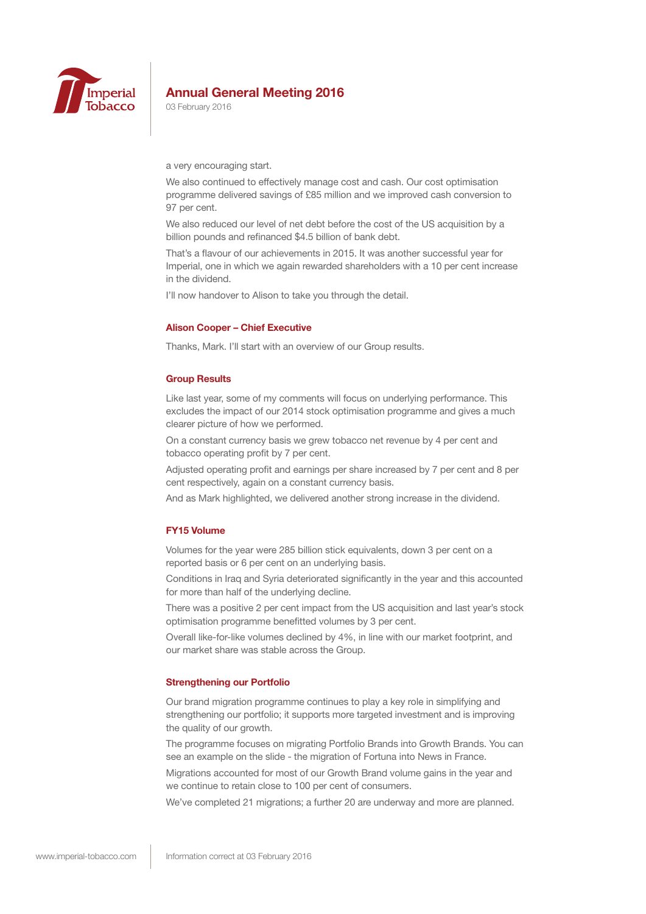a very encouraging start.

We also continued to effectively manage cost and cash. Our cost optimisation programme delivered savings of £85 million and we improved cash conversion to 97 per cent.

We also reduced our level of net debt before the cost of the US acquisition by a billion pounds and refinanced $4.5 billion of bank debt.

That's a flavour of our achievements in 2015. It was another successful year for Imperial, one in which we again rewarded shareholders with a 10 per cent increase in the dividend.

I'll now handover to Alison to take you through the detail.

### Alison Cooper – Chief Executive

Thanks, Mark. I'll start with an overview of our Group results.

### Group Results

Like last year, some of my comments will focus on underlying performance. This excludes the impact of our 2014 stock optimisation programme and gives a much clearer picture of how we performed.

On a constant currency basis we grew tobacco net revenue by 4 per cent and tobacco operating profit by 7 per cent.

Adjusted operating profit and earnings per share increased by 7 per cent and 8 per cent respectively, again on a constant currency basis.

And as Mark highlighted, we delivered another strong increase in the dividend.

### FY15 Volume

Volumes for the year were 285 billion stick equivalents, down 3 per cent on a reported basis or 6 per cent on an underlying basis.

Conditions in Iraq and Syria deteriorated significantly in the year and this accounted for more than half of the underlying decline.

There was a positive 2 per cent impact from the US acquisition and last year's stock optimisation programme benefitted volumes by 3 per cent.

Overall like-for-like volumes declined by 4%, in line with our market footprint, and our market share was stable across the Group.

### Strengthening our Portfolio

Our brand migration programme continues to play a key role in simplifying and strengthening our portfolio; it supports more targeted investment and is improving the quality of our growth.

The programme focuses on migrating Portfolio Brands into Growth Brands. You can see an example on the slide - the migration of Fortuna into News in France.

Migrations accounted for most of our Growth Brand volume gains in the year and we continue to retain close to 100 per cent of consumers.

We've completed 21 migrations; a further 20 are underway and more are planned.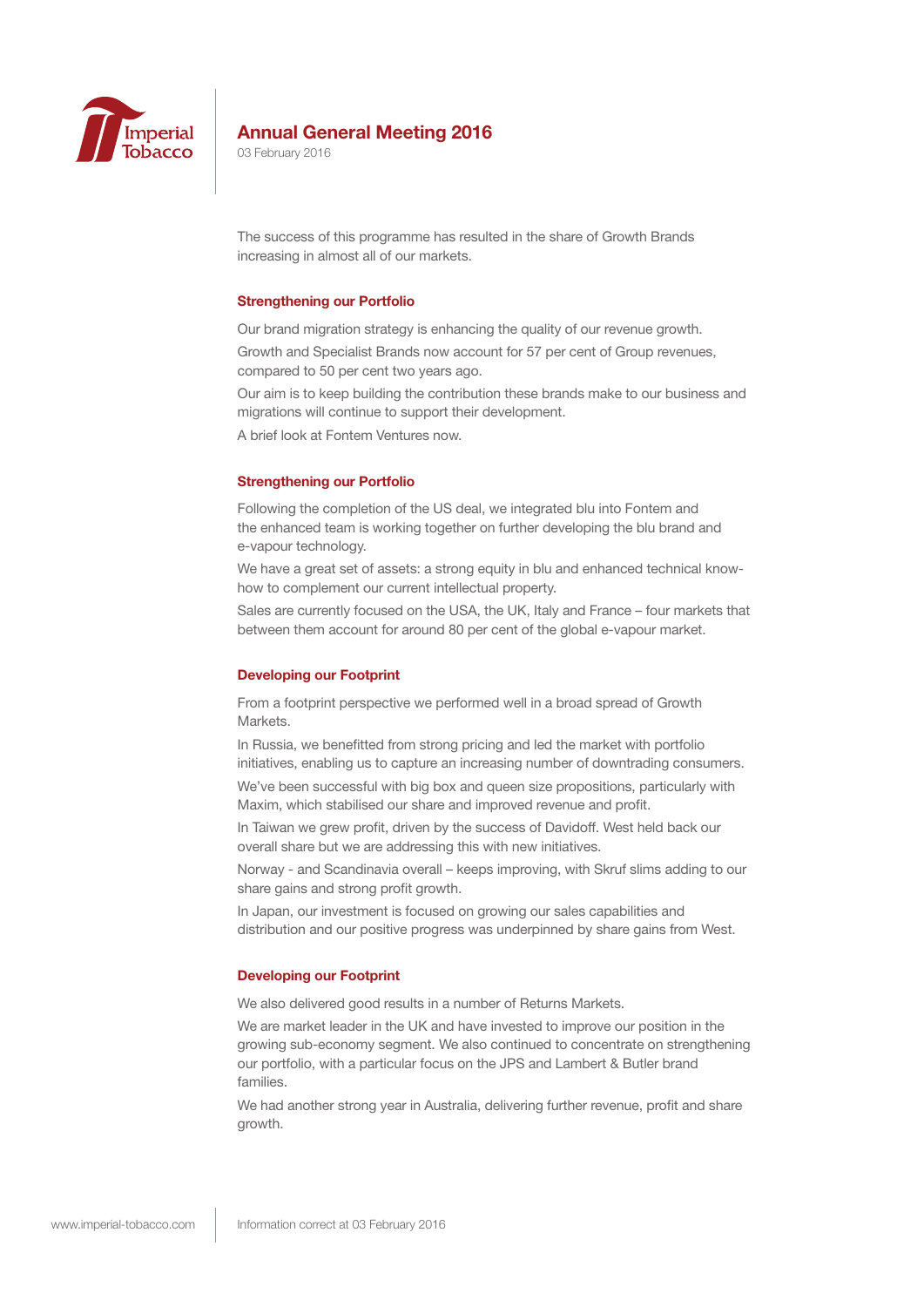The success of this programme has resulted in the share of Growth Brands increasing in almost all of our markets.

### Strengthening our Portfolio

Our brand migration strategy is enhancing the quality of our revenue growth.

Growth and Specialist Brands now account for 57 per cent of Group revenues, compared to 50 per cent two years ago.

Our aim is to keep building the contribution these brands make to our business and migrations will continue to support their development.

A brief look at Fontem Ventures now.

### Strengthening our Portfolio

Following the completion of the US deal, we integrated blu into Fontem and the enhanced team is working together on further developing the blu brand and e-vapour technology.

We have a great set of assets: a strong equity in blu and enhanced technical know-how to complement our current intellectual property.

Sales are currently focused on the USA, the UK, Italy and France – four markets that between them account for around 80 per cent of the global e-vapour market.

### Developing our Footprint

From a footprint perspective we performed well in a broad spread of Growth Markets.

In Russia, we benefitted from strong pricing and led the market with portfolio initiatives, enabling us to capture an increasing number of downtrading consumers.

We've been successful with big box and queen size propositions, particularly with Maxim, which stabilised our share and improved revenue and profit.

In Taiwan we grew profit, driven by the success of Davidoff. West held back our overall share but we are addressing this with new initiatives.

Norway - and Scandinavia overall – keeps improving, with Skruf slims adding to our share gains and strong profit growth.

In Japan, our investment is focused on growing our sales capabilities and distribution and our positive progress was underpinned by share gains from West.

### Developing our Footprint

We also delivered good results in a number of Returns Markets.

We are market leader in the UK and have invested to improve our position in the growing sub-economy segment. We also continued to concentrate on strengthening our portfolio, with a particular focus on the JPS and Lambert & Butler brand families.

We had another strong year in Australia, delivering further revenue, profit and share growth.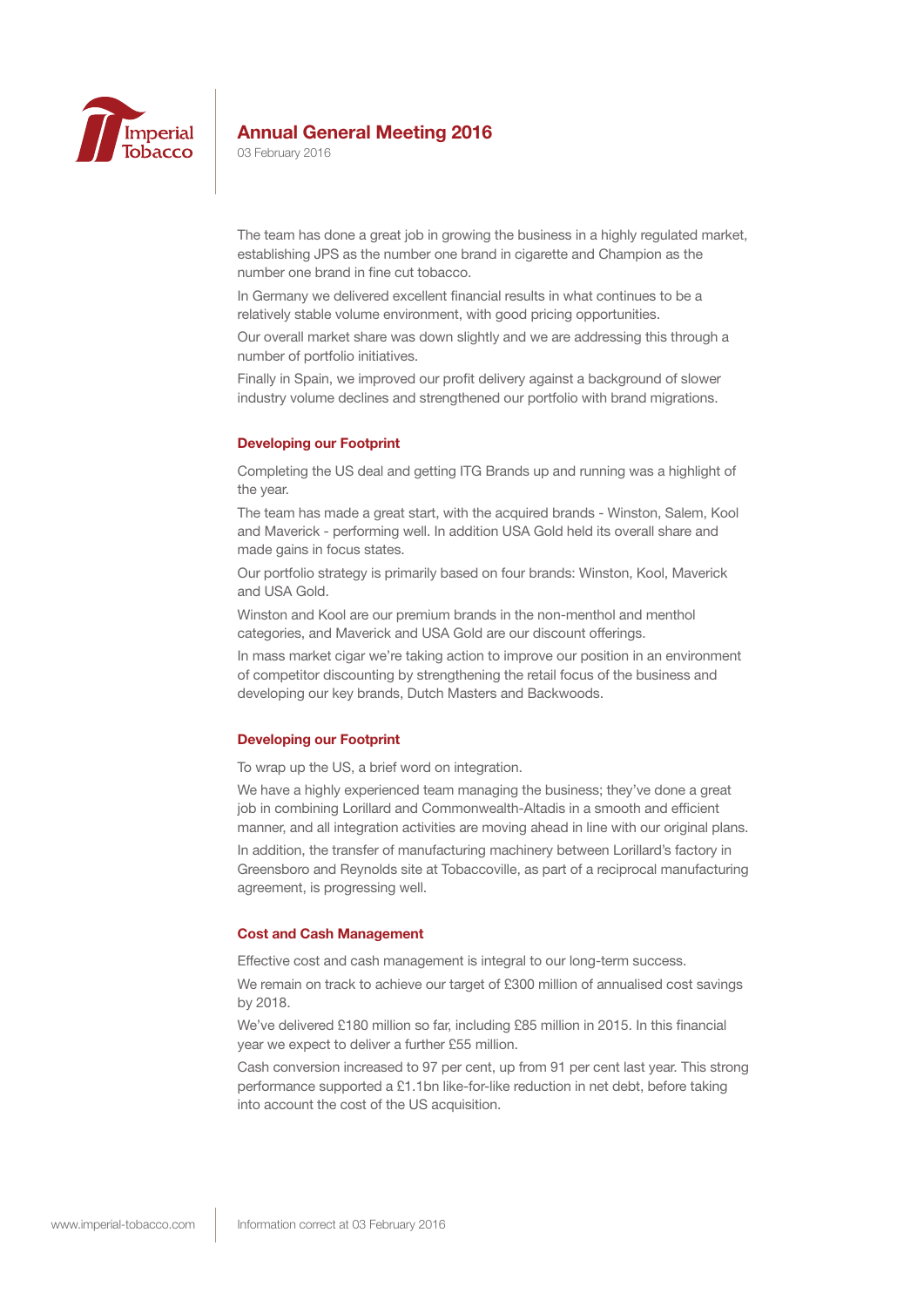The team has done a great job in growing the business in a highly regulated market, establishing JPS as the number one brand in cigarette and Champion as the number one brand in fine cut tobacco.

In Germany we delivered excellent financial results in what continues to be a relatively stable volume environment, with good pricing opportunities.

Our overall market share was down slightly and we are addressing this through a number of portfolio initiatives.

Finally in Spain, we improved our profit delivery against a background of slower industry volume declines and strengthened our portfolio with brand migrations.

## Developing our Footprint

Completing the US deal and getting ITG Brands up and running was a highlight of the year.

The team has made a great start, with the acquired brands - Winston, Salem, Kool and Maverick - performing well. In addition USA Gold held its overall share and made gains in focus states.

Our portfolio strategy is primarily based on four brands: Winston, Kool, Maverick and USA Gold.

Winston and Kool are our premium brands in the non-menthol and menthol categories, and Maverick and USA Gold are our discount offerings.

In mass market cigar we're taking action to improve our position in an environment of competitor discounting by strengthening the retail focus of the business and developing our key brands, Dutch Masters and Backwoods.

## Developing our Footprint

To wrap up the US, a brief word on integration.

We have a highly experienced team managing the business; they've done a great job in combining Lorillard and Commonwealth-Altadis in a smooth and efficient manner, and all integration activities are moving ahead in line with our original plans.

In addition, the transfer of manufacturing machinery between Lorillard's factory in Greensboro and Reynolds site at Tobaccoville, as part of a reciprocal manufacturing agreement, is progressing well.

## Cost and Cash Management

Effective cost and cash management is integral to our long-term success.

We remain on track to achieve our target of £300 million of annualised cost savings by 2018.

We've delivered £180 million so far, including £85 million in 2015. In this financial year we expect to deliver a further £55 million.

Cash conversion increased to 97 per cent, up from 91 per cent last year. This strong performance supported a £1.1bn like-for-like reduction in net debt, before taking into account the cost of the US acquisition.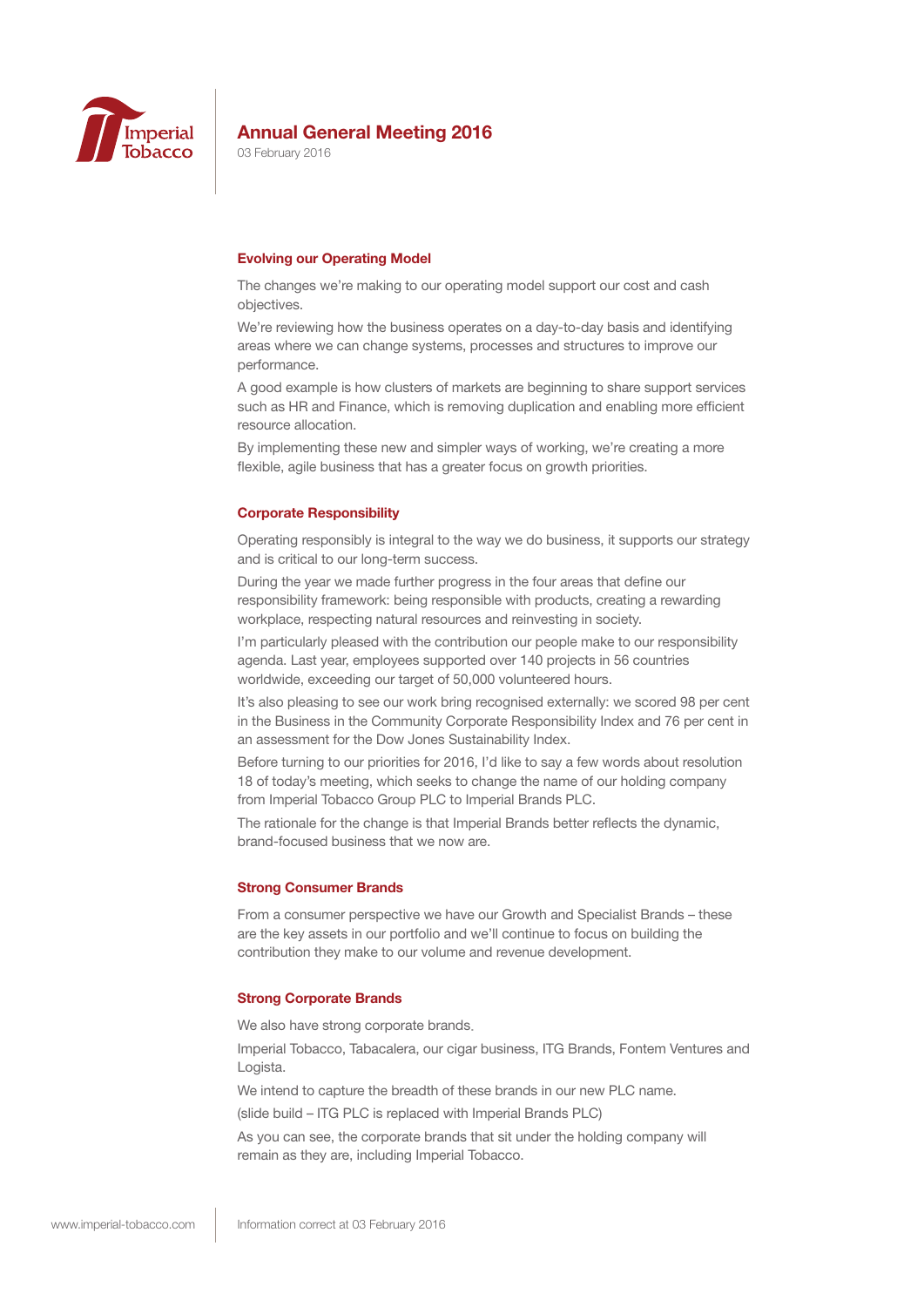## Evolving our Operating Model

The changes we're making to our operating model support our cost and cash objectives.

We're reviewing how the business operates on a day-to-day basis and identifying areas where we can change systems, processes and structures to improve our performance.

A good example is how clusters of markets are beginning to share support services such as HR and Finance, which is removing duplication and enabling more efficient resource allocation.

By implementing these new and simpler ways of working, we're creating a more flexible, agile business that has a greater focus on growth priorities.

## Corporate Responsibility

Operating responsibly is integral to the way we do business, it supports our strategy and is critical to our long-term success.

During the year we made further progress in the four areas that define our responsibility framework: being responsible with products, creating a rewarding workplace, respecting natural resources and reinvesting in society.

I'm particularly pleased with the contribution our people make to our responsibility agenda. Last year, employees supported over 140 projects in 56 countries worldwide, exceeding our target of 50,000 volunteered hours.

It's also pleasing to see our work bring recognised externally: we scored 98 per cent in the Business in the Community Corporate Responsibility Index and 76 per cent in an assessment for the Dow Jones Sustainability Index.

Before turning to our priorities for 2016, I'd like to say a few words about resolution 18 of today's meeting, which seeks to change the name of our holding company from Imperial Tobacco Group PLC to Imperial Brands PLC.

The rationale for the change is that Imperial Brands better reflects the dynamic, brand-focused business that we now are.

## Strong Consumer Brands

From a consumer perspective we have our Growth and Specialist Brands – these are the key assets in our portfolio and we'll continue to focus on building the contribution they make to our volume and revenue development.

## Strong Corporate Brands

We also have strong corporate brands.

Imperial Tobacco, Tabacalera, our cigar business, ITG Brands, Fontem Ventures and Logista.

We intend to capture the breadth of these brands in our new PLC name.

(slide build – ITG PLC is replaced with Imperial Brands PLC)

As you can see, the corporate brands that sit under the holding company will remain as they are, including Imperial Tobacco.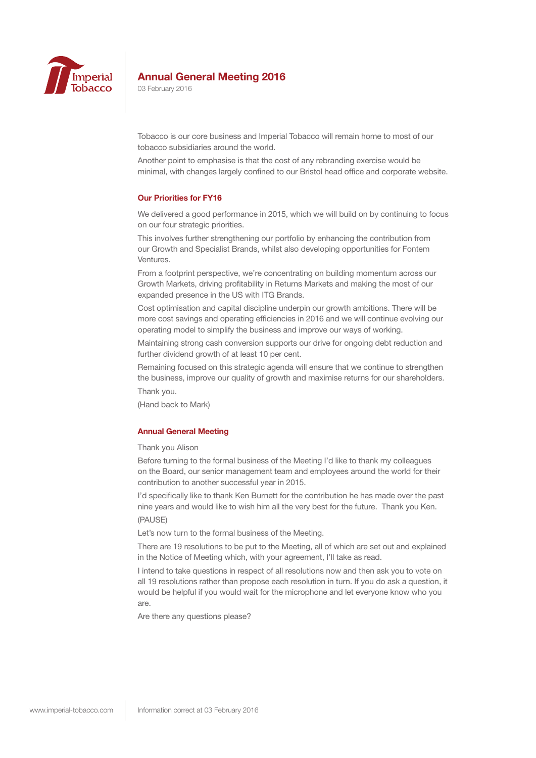Tobacco is our core business and Imperial Tobacco will remain home to most of our tobacco subsidiaries around the world.

Another point to emphasise is that the cost of any rebranding exercise would be minimal, with changes largely confined to our Bristol head office and corporate website.

### Our Priorities for FY16

We delivered a good performance in 2015, which we will build on by continuing to focus on our four strategic priorities.

This involves further strengthening our portfolio by enhancing the contribution from our Growth and Specialist Brands, whilst also developing opportunities for Fontem Ventures.

From a footprint perspective, we're concentrating on building momentum across our Growth Markets, driving profitability in Returns Markets and making the most of our expanded presence in the US with ITG Brands.

Cost optimisation and capital discipline underpin our growth ambitions. There will be more cost savings and operating efficiencies in 2016 and we will continue evolving our operating model to simplify the business and improve our ways of working.

Maintaining strong cash conversion supports our drive for ongoing debt reduction and further dividend growth of at least 10 per cent.

Remaining focused on this strategic agenda will ensure that we continue to strengthen the business, improve our quality of growth and maximise returns for our shareholders.

Thank you.

(Hand back to Mark)

### Annual General Meeting

Thank you Alison

Before turning to the formal business of the Meeting I'd like to thank my colleagues on the Board, our senior management team and employees around the world for their contribution to another successful year in 2015.

I'd specifically like to thank Ken Burnett for the contribution he has made over the past nine years and would like to wish him all the very best for the future. Thank you Ken.

(PAUSE)

Let's now turn to the formal business of the Meeting.

There are 19 resolutions to be put to the Meeting, all of which are set out and explained in the Notice of Meeting which, with your agreement, I'll take as read.

I intend to take questions in respect of all resolutions now and then ask you to vote on all 19 resolutions rather than propose each resolution in turn. If you do ask a question, it would be helpful if you would wait for the microphone and let everyone know who you are.

Are there any questions please?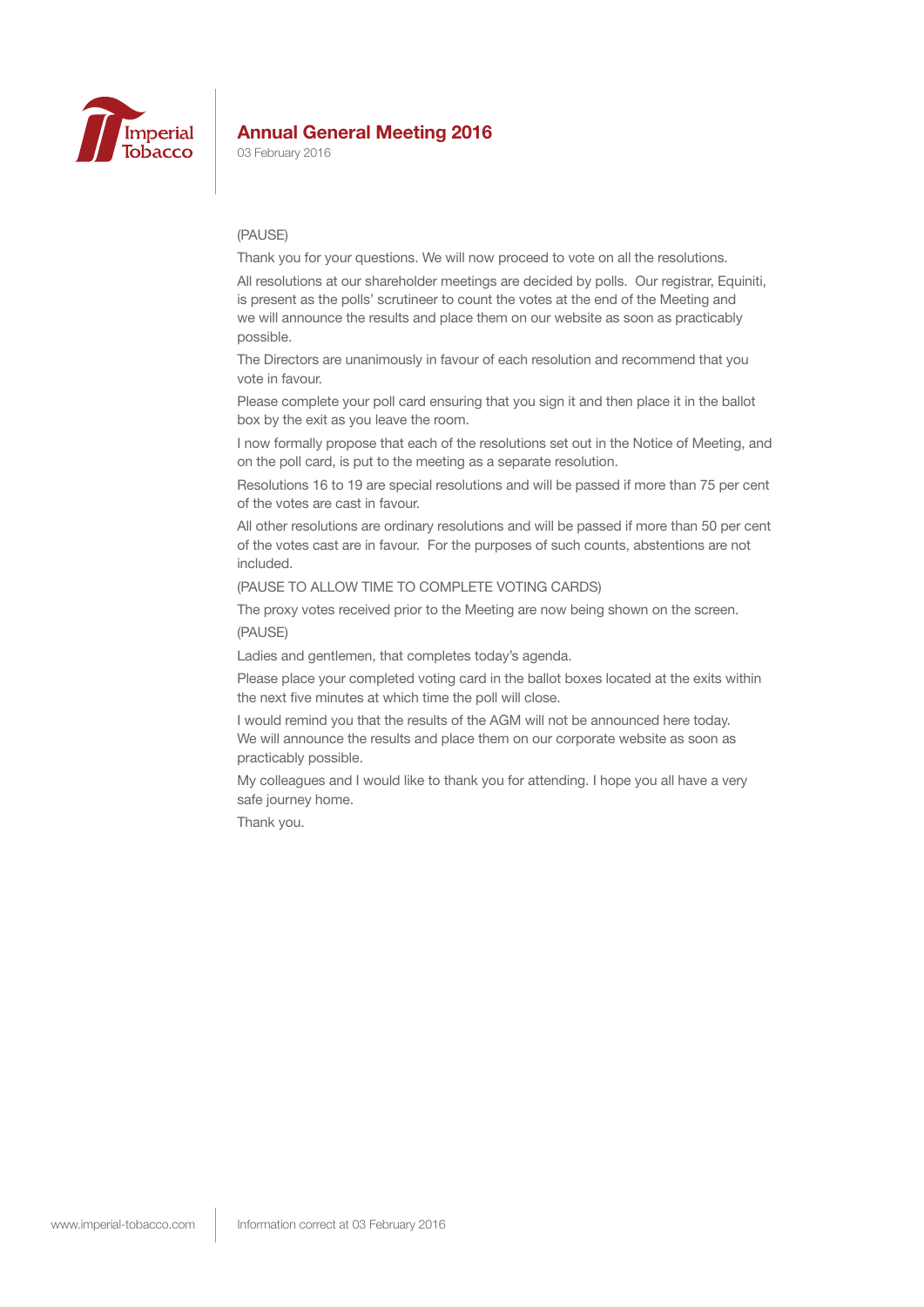## Annual General Meeting 2016

03 February 2016

(PAUSE)

Thank you for your questions. We will now proceed to vote on all the resolutions.

All resolutions at our shareholder meetings are decided by polls. Our registrar, Equiniti, is present as the polls' scrutineer to count the votes at the end of the Meeting and we will announce the results and place them on our website as soon as practicably possible.

The Directors are unanimously in favour of each resolution and recommend that you vote in favour.

Please complete your poll card ensuring that you sign it and then place it in the ballot box by the exit as you leave the room.

I now formally propose that each of the resolutions set out in the Notice of Meeting, and on the poll card, is put to the meeting as a separate resolution.

Resolutions 16 to 19 are special resolutions and will be passed if more than 75 per cent of the votes are cast in favour.

All other resolutions are ordinary resolutions and will be passed if more than 50 per cent of the votes cast are in favour. For the purposes of such counts, abstentions are not included.

(PAUSE TO ALLOW TIME TO COMPLETE VOTING CARDS)

The proxy votes received prior to the Meeting are now being shown on the screen.

(PAUSE)

Ladies and gentlemen, that completes today's agenda.

Please place your completed voting card in the ballot boxes located at the exits within the next five minutes at which time the poll will close.

I would remind you that the results of the AGM will not be announced here today. We will announce the results and place them on our corporate website as soon as practicably possible.

My colleagues and I would like to thank you for attending. I hope you all have a very safe journey home.

Thank you.